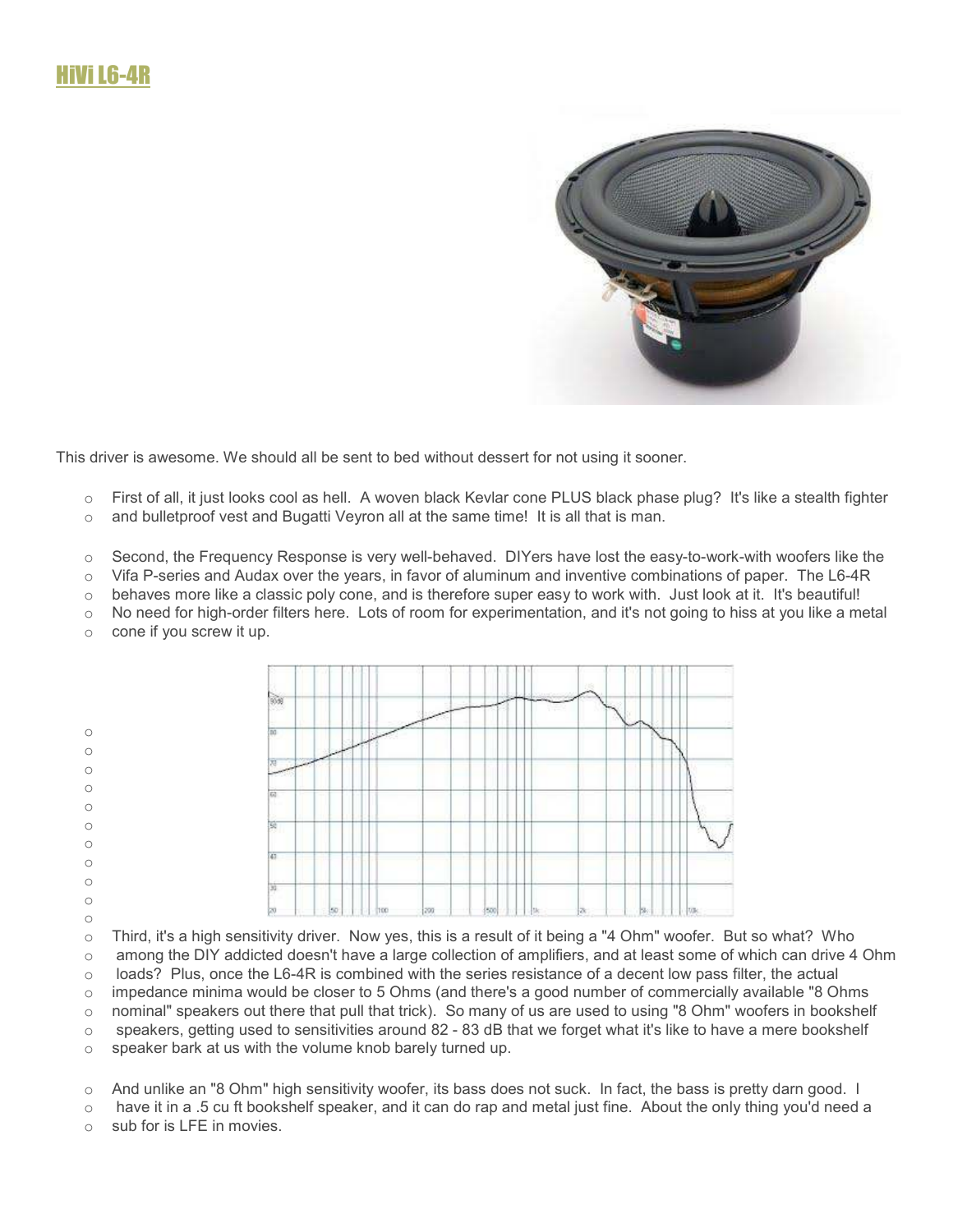# HiVi L6-4R

This driver is awesome. We should all be sent to bed without dessert for not using it sooner.

- First of all, it just looks cool as hell. A woven black Kevlar cone PLUS black phase plug? It's like a stealth fighter and bulletproof vest and Bugatti Veyron all at the same time! It is all that is man.

- Second, the Frequency Response is very well-behaved. DIYers have lost the easy-to-work-with woofers like the Vifa P-series and Audax over the years, in favor of aluminum and inventive combinations of paper. The L6-4R behaves more like a classic poly cone, and is therefore super easy to work with. Just look at it. It's beautiful! No need for high-order filters here. Lots of room for experimentation, and it's not going to hiss at you like a metal cone if you screw it up.

- Third, it's a high sensitivity driver. Now yes, this is a result of it being a "4 Ohm" woofer. But so what? Who among the DIY addicted doesn't have a large collection of amplifiers, and at least some of which can drive 4 Ohm loads? Plus, once the L6-4R is combined with the series resistance of a decent low pass filter, the actual impedance minima would be closer to 5 Ohms (and there's a good number of commercially available "8 Ohms nominal" speakers out there that pull that trick). So many of us are used to using "8 Ohm" woofers in bookshelf speakers, getting used to sensitivities around 82 - 83 dB that we forget what it's like to have a mere bookshelf speaker bark at us with the volume knob barely turned up.

- And unlike an "8 Ohm" high sensitivity woofer, its bass does not suck. In fact, the bass is pretty darn good. I have it in a .5 cu ft bookshelf speaker, and it can do rap and metal just fine. About the only thing you'd need a sub for is LFE in movies.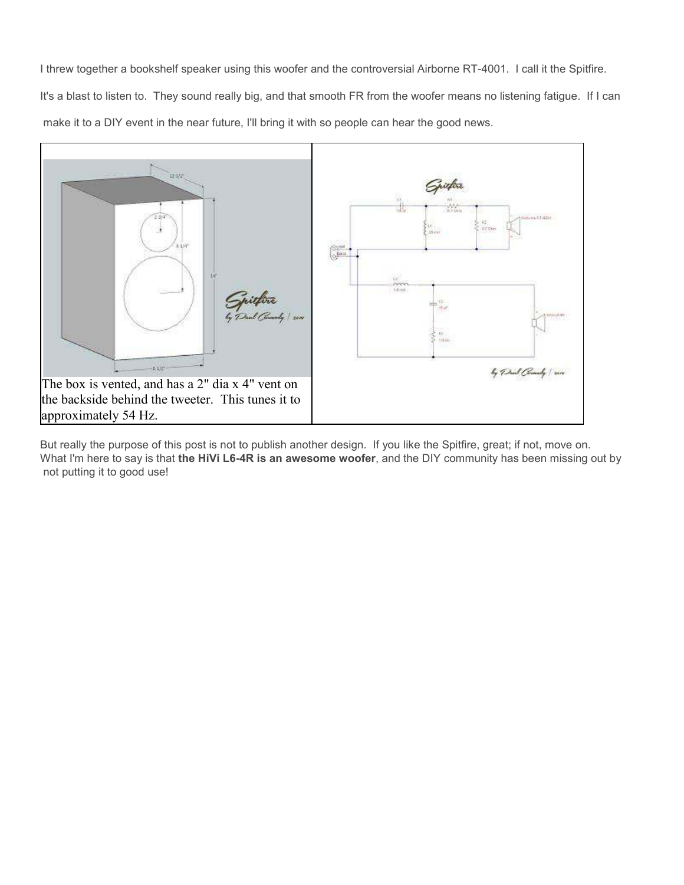I threw together a bookshelf speaker using this woofer and the controversial Airborne RT-4001. I call it the Spitfire.

It's a blast to listen to. They sound really big, and that smooth FR from the woofer means no listening fatigue. If I can make it to a DIY event in the near future, I'll bring it with so people can hear the good news.

The box is vented, and has a 2" dia x 4" vent on the backside behind the tweeter. This tunes it to approximately 54 Hz.

But really the purpose of this post is not to publish another design. If you like the Spitfire, great; if not, move on. What I'm here to say is that **the HiVi L6-4R is an awesome woofer**, and the DIY community has been missing out by not putting it to good use!